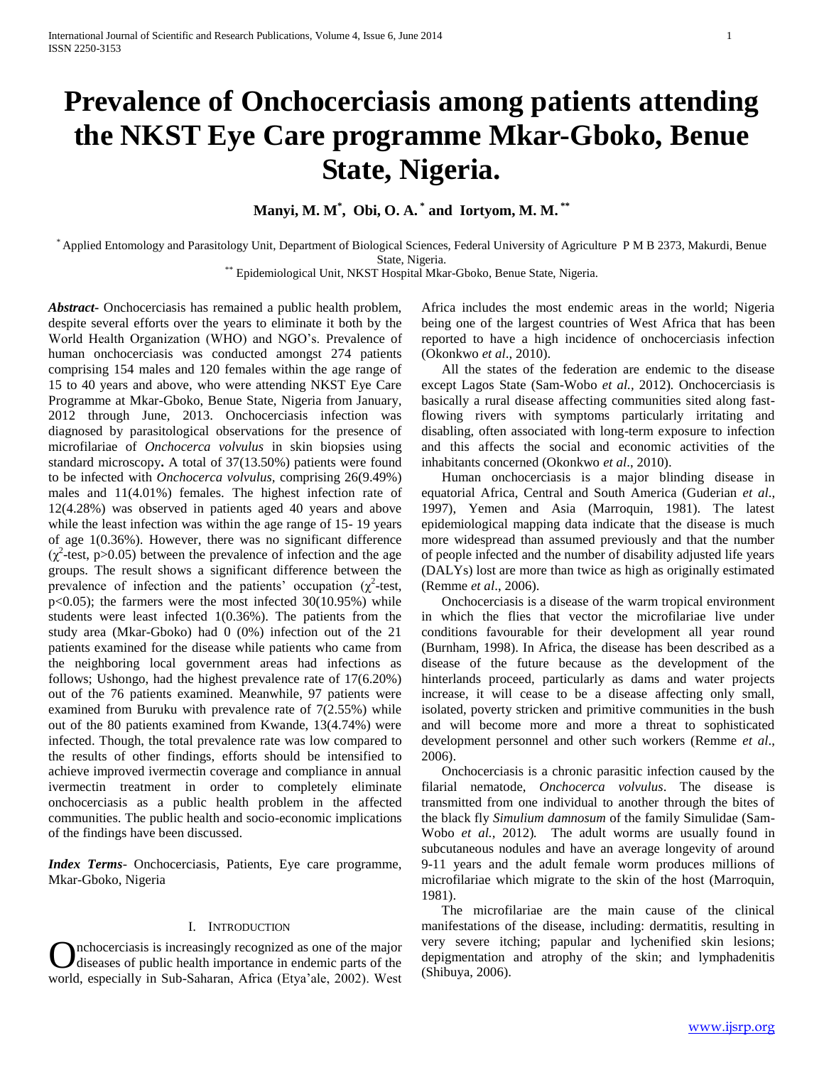# Prevalence of Onchocerciasis among patients attending the NKST Eye Care programme Mkar-Gboko, Benue State, Nigeria.

**Manyi, M. M[*], Obi, O. A.[*] and Iortyom, M. M.[**]**

[*] Applied Entomology and Parasitology Unit, Department of Biological Sciences, Federal University of Agriculture P M B 2373, Makurdi, Benue State, Nigeria.
[**] Epidemiological Unit, NKST Hospital Mkar-Gboko, Benue State, Nigeria.

***Abstract***- Onchocerciasis has remained a public health problem, despite several efforts over the years to eliminate it both by the World Health Organization (WHO) and NGO's. Prevalence of human onchocerciasis was conducted amongst 274 patients comprising 154 males and 120 females within the age range of 15 to 40 years and above, who were attending NKST Eye Care Programme at Mkar-Gboko, Benue State, Nigeria from January, 2012 through June, 2013. Onchocerciasis infection was diagnosed by parasitological observations for the presence of microfilariae of *Onchocerca volvulus* in skin biopsies using standard microscopy**.** A total of 37(13.50%) patients were found to be infected with *Onchocerca volvulus,* comprising 26(9.49%) males and 11(4.01%) females. The highest infection rate of 12(4.28%) was observed in patients aged 40 years and above while the least infection was within the age range of 15- 19 years of age 1(0.36%). However, there was no significant difference ($\chi^2$-test, $p>0.05$) between the prevalence of infection and the age groups. The result shows a significant difference between the prevalence of infection and the patients' occupation ($\chi^2$-test, $p<0.05$); the farmers were the most infected 30(10.95%) while students were least infected 1(0.36%). The patients from the study area (Mkar-Gboko) had 0 (0%) infection out of the 21 patients examined for the disease while patients who came from the neighboring local government areas had infections as follows; Ushongo, had the highest prevalence rate of 17(6.20%) out of the 76 patients examined. Meanwhile, 97 patients were examined from Buruku with prevalence rate of 7(2.55%) while out of the 80 patients examined from Kwande, 13(4.74%) were infected. Though, the total prevalence rate was low compared to the results of other findings, efforts should be intensified to achieve improved ivermectin coverage and compliance in annual ivermectin treatment in order to completely eliminate onchocerciasis as a public health problem in the affected communities. The public health and socio-economic implications of the findings have been discussed.

***Index Terms***- Onchocerciasis, Patients, Eye care programme, Mkar-Gboko, Nigeria

## I. INTRODUCTION

Onchocerciasis is increasingly recognized as one of the major diseases of public health importance in endemic parts of the world, especially in Sub-Saharan, Africa (Etya'ale, 2002). West Africa includes the most endemic areas in the world; Nigeria being one of the largest countries of West Africa that has been reported to have a high incidence of onchocerciasis infection (Okonkwo *et al*., 2010).

All the states of the federation are endemic to the disease except Lagos State (Sam-Wobo *et al.,* 2012)*.* Onchocerciasis is basically a rural disease affecting communities sited along fast-flowing rivers with symptoms particularly irritating and disabling, often associated with long-term exposure to infection and this affects the social and economic activities of the inhabitants concerned (Okonkwo *et al*., 2010).

Human onchocerciasis is a major blinding disease in equatorial Africa, Central and South America (Guderian *et al*., 1997), Yemen and Asia (Marroquin, 1981). The latest epidemiological mapping data indicate that the disease is much more widespread than assumed previously and that the number of people infected and the number of disability adjusted life years (DALYs) lost are more than twice as high as originally estimated (Remme *et al*., 2006).

Onchocerciasis is a disease of the warm tropical environment in which the flies that vector the microfilariae live under conditions favourable for their development all year round (Burnham, 1998). In Africa, the disease has been described as a disease of the future because as the development of the hinterlands proceed, particularly as dams and water projects increase, it will cease to be a disease affecting only small, isolated, poverty stricken and primitive communities in the bush and will become more and more a threat to sophisticated development personnel and other such workers (Remme *et al*., 2006).

Onchocerciasis is a chronic parasitic infection caused by the filarial nematode, *Onchocerca volvulus*. The disease is transmitted from one individual to another through the bites of the black fly *Simulium damnosum* of the family Simulidae (Sam-Wobo *et al.,* 2012)*.* The adult worms are usually found in subcutaneous nodules and have an average longevity of around 9-11 years and the adult female worm produces millions of microfilariae which migrate to the skin of the host (Marroquin, 1981).

The microfilariae are the main cause of the clinical manifestations of the disease, including: dermatitis, resulting in very severe itching; papular and lychenified skin lesions; depigmentation and atrophy of the skin; and lymphadenitis (Shibuya, 2006).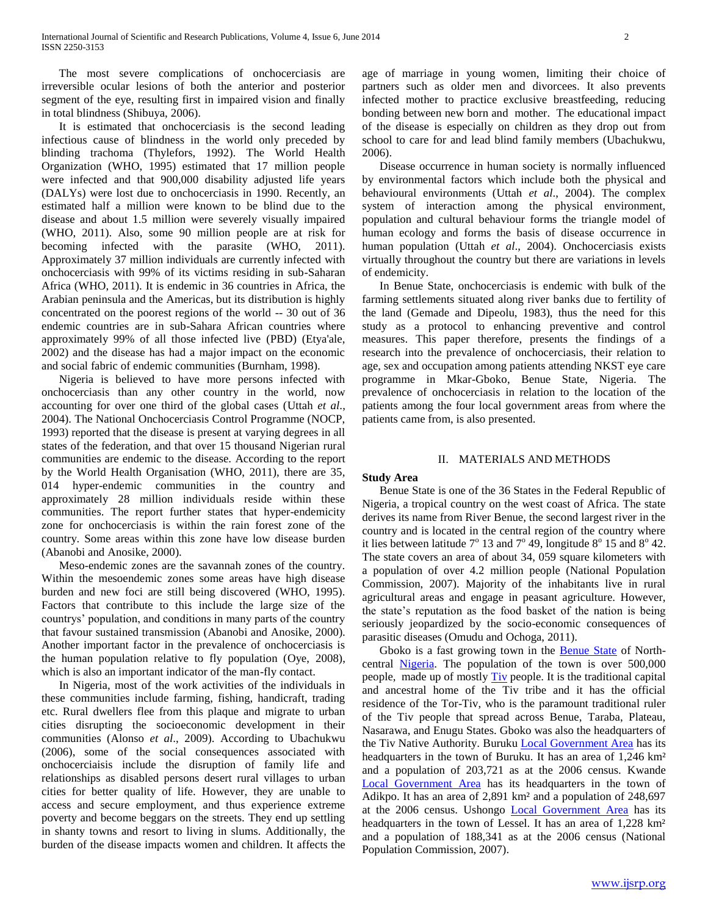The most severe complications of onchocerciasis are irreversible ocular lesions of both the anterior and posterior segment of the eye, resulting first in impaired vision and finally in total blindness (Shibuya, 2006).

It is estimated that onchocerciasis is the second leading infectious cause of blindness in the world only preceded by blinding trachoma (Thylefors, 1992). The World Health Organization (WHO, 1995) estimated that 17 million people were infected and that 900,000 disability adjusted life years (DALYs) were lost due to onchocerciasis in 1990. Recently, an estimated half a million were known to be blind due to the disease and about 1.5 million were severely visually impaired (WHO, 2011). Also, some 90 million people are at risk for becoming infected with the parasite (WHO, 2011). Approximately 37 million individuals are currently infected with onchocerciasis with 99% of its victims residing in sub-Saharan Africa (WHO, 2011). It is endemic in 36 countries in Africa, the Arabian peninsula and the Americas, but its distribution is highly concentrated on the poorest regions of the world -- 30 out of 36 endemic countries are in sub-Sahara African countries where approximately 99% of all those infected live (PBD) (Etya'ale, 2002) and the disease has had a major impact on the economic and social fabric of endemic communities (Burnham, 1998).

Nigeria is believed to have more persons infected with onchocerciasis than any other country in the world, now accounting for over one third of the global cases (Uttah *et al*., 2004). The National Onchocerciasis Control Programme (NOCP, 1993) reported that the disease is present at varying degrees in all states of the federation, and that over 15 thousand Nigerian rural communities are endemic to the disease. According to the report by the World Health Organisation (WHO, 2011), there are 35, 014 hyper-endemic communities in the country and approximately 28 million individuals reside within these communities. The report further states that hyper-endemicity zone for onchocerciasis is within the rain forest zone of the country. Some areas within this zone have low disease burden (Abanobi and Anosike, 2000).

Meso-endemic zones are the savannah zones of the country. Within the mesoendemic zones some areas have high disease burden and new foci are still being discovered (WHO, 1995). Factors that contribute to this include the large size of the countrys' population, and conditions in many parts of the country that favour sustained transmission (Abanobi and Anosike, 2000). Another important factor in the prevalence of onchocerciasis is the human population relative to fly population (Oye, 2008), which is also an important indicator of the man-fly contact.

In Nigeria, most of the work activities of the individuals in these communities include farming, fishing, handicraft, trading etc. Rural dwellers flee from this plaque and migrate to urban cities disrupting the socioeconomic development in their communities (Alonso *et al*., 2009). According to Ubachukwu (2006), some of the social consequences associated with onchocerciaisis include the disruption of family life and relationships as disabled persons desert rural villages to urban cities for better quality of life. However, they are unable to access and secure employment, and thus experience extreme poverty and become beggars on the streets. They end up settling in shanty towns and resort to living in slums. Additionally, the burden of the disease impacts women and children. It affects the age of marriage in young women, limiting their choice of partners such as older men and divorcees. It also prevents infected mother to practice exclusive breastfeeding, reducing bonding between new born and mother. The educational impact of the disease is especially on children as they drop out from school to care for and lead blind family members (Ubachukwu, 2006).

Disease occurrence in human society is normally influenced by environmental factors which include both the physical and behavioural environments (Uttah *et al*., 2004). The complex system of interaction among the physical environment, population and cultural behaviour forms the triangle model of human ecology and forms the basis of disease occurrence in human population (Uttah *et al*., 2004). Onchocerciasis exists virtually throughout the country but there are variations in levels of endemicity.

In Benue State, onchocerciasis is endemic with bulk of the farming settlements situated along river banks due to fertility of the land (Gemade and Dipeolu, 1983), thus the need for this study as a protocol to enhancing preventive and control measures. This paper therefore, presents the findings of a research into the prevalence of onchocerciasis, their relation to age, sex and occupation among patients attending NKST eye care programme in Mkar-Gboko, Benue State, Nigeria. The prevalence of onchocerciasis in relation to the location of the patients among the four local government areas from where the patients came from, is also presented.

## II. MATERIALS AND METHODS

**Study Area**

Benue State is one of the 36 States in the Federal Republic of Nigeria, a tropical country on the west coast of Africa. The state derives its name from River Benue, the second largest river in the country and is located in the central region of the country where it lies between latitude $7^o$ 13 and $7^o$ 49, longitude $8^o$ 15 and $8^o$ 42. The state covers an area of about 34, 059 square kilometers with a population of over 4.2 million people (National Population Commission, 2007). Majority of the inhabitants live in rural agricultural areas and engage in peasant agriculture. However, the state's reputation as the food basket of the nation is being seriously jeopardized by the socio-economic consequences of parasitic diseases (Omudu and Ochoga, 2011).

Gboko is a fast growing town in the Benue State of North-central Nigeria. The population of the town is over 500,000 people, made up of mostly Tiv people. It is the traditional capital and ancestral home of the Tiv tribe and it has the official residence of the Tor-Tiv, who is the paramount traditional ruler of the Tiv people that spread across Benue, Taraba, Plateau, Nasarawa, and Enugu States. Gboko was also the headquarters of the Tiv Native Authority. Buruku Local Government Area has its headquarters in the town of Buruku. It has an area of 1,246 km² and a population of 203,721 as at the 2006 census. Kwande Local Government Area has its headquarters in the town of Adikpo. It has an area of 2,891 km² and a population of 248,697 at the 2006 census. Ushongo Local Government Area has its headquarters in the town of Lessel. It has an area of 1,228 km² and a population of 188,341 as at the 2006 census (National Population Commission, 2007).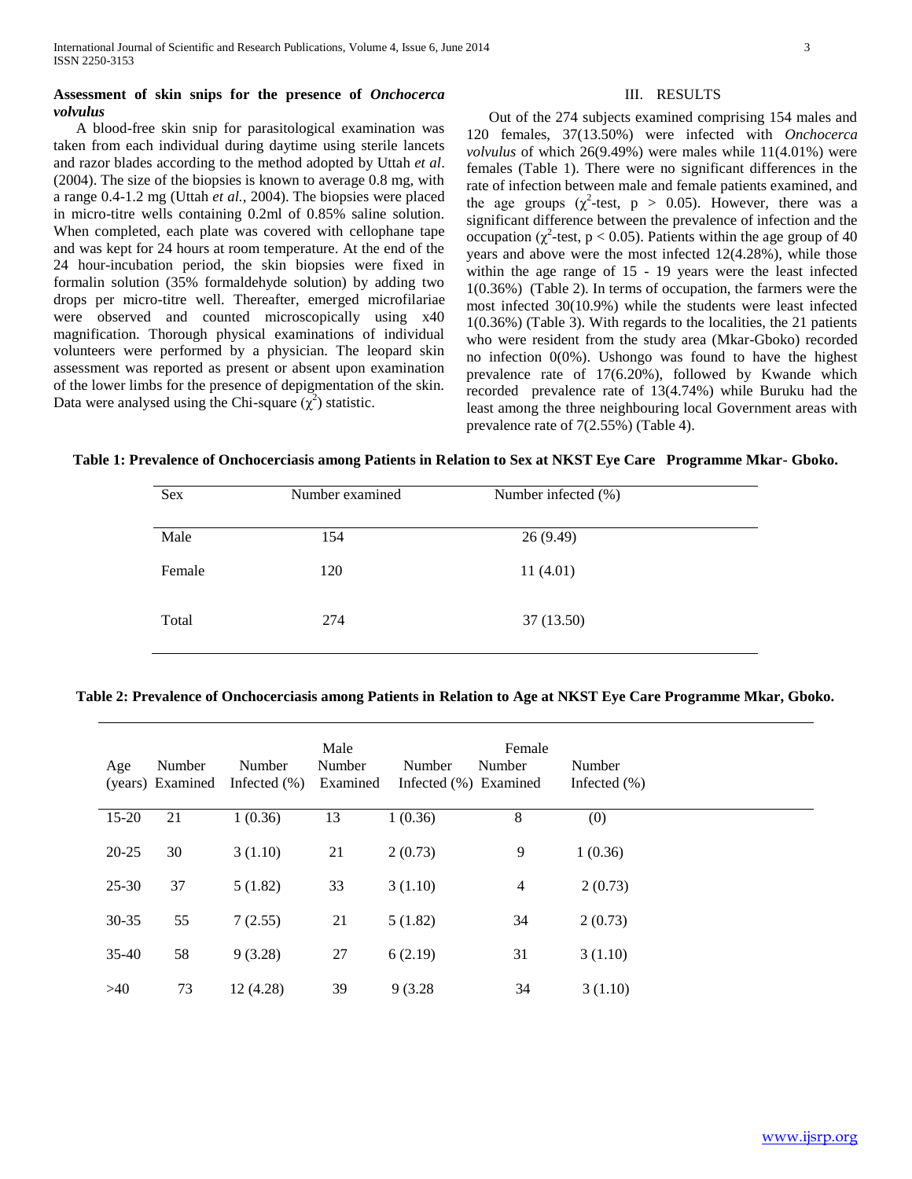**Assessment of skin snips for the presence of *Onchocerca volvulus***

A blood-free skin snip for parasitological examination was taken from each individual during daytime using sterile lancets and razor blades according to the method adopted by Uttah *et al*. (2004). The size of the biopsies is known to average 0.8 mg, with a range 0.4-1.2 mg (Uttah *et al.,* 2004). The biopsies were placed in micro-titre wells containing 0.2ml of 0.85% saline solution. When completed, each plate was covered with cellophane tape and was kept for 24 hours at room temperature. At the end of the 24 hour-incubation period, the skin biopsies were fixed in formalin solution (35% formaldehyde solution) by adding two drops per micro-titre well. Thereafter, emerged microfilariae were observed and counted microscopically using x40 magnification. Thorough physical examinations of individual volunteers were performed by a physician. The leopard skin assessment was reported as present or absent upon examination of the lower limbs for the presence of depigmentation of the skin. Data were analysed using the Chi-square ($\chi^2$) statistic.

## III. RESULTS

Out of the 274 subjects examined comprising 154 males and 120 females, 37(13.50%) were infected with *Onchocerca volvulus* of which 26(9.49%) were males while 11(4.01%) were females (Table 1). There were no significant differences in the rate of infection between male and female patients examined, and the age groups ($\chi^2$-test, $p > 0.05$). However, there was a significant difference between the prevalence of infection and the occupation ($\chi^2$-test, $p < 0.05$). Patients within the age group of 40 years and above were the most infected 12(4.28%), while those within the age range of 15 - 19 years were the least infected 1(0.36%) (Table 2). In terms of occupation, the farmers were the most infected 30(10.9%) while the students were least infected 1(0.36%) (Table 3). With regards to the localities, the 21 patients who were resident from the study area (Mkar-Gboko) recorded no infection 0(0%). Ushongo was found to have the highest prevalence rate of 17(6.20%), followed by Kwande which recorded prevalence rate of 13(4.74%) while Buruku had the least among the three neighbouring local Government areas with prevalence rate of 7(2.55%) (Table 4).

**Table 1: Prevalence of Onchocerciasis among Patients in Relation to Sex at NKST Eye Care Programme Mkar- Gboko.**

| Sex | Number examined | Number infected (%) |
|---|---|---|
| Male | 154 | 26 (9.49) |
| Female | 120 | 11 (4.01) |
| Total | 274 | 37 (13.50) |

**Table 2: Prevalence of Onchocerciasis among Patients in Relation to Age at NKST Eye Care Programme Mkar, Gboko.**

| Age (years) | Number Examined | Number Infected (%) | Male Number Examined | Number Infected (%) | Female Number Examined | Number Infected (%) |
|---|---|---|---|---|---|---|
| 15-20 | 21 | 1 (0.36) | 13 | 1 (0.36) | 8 | (0) |
| 20-25 | 30 | 3 (1.10) | 21 | 2 (0.73) | 9 | 1 (0.36) |
| 25-30 | 37 | 5 (1.82) | 33 | 3 (1.10) | 4 | 2 (0.73) |
| 30-35 | 55 | 7 (2.55) | 21 | 5 (1.82) | 34 | 2 (0.73) |
| 35-40 | 58 | 9 (3.28) | 27 | 6 (2.19) | 31 | 3 (1.10) |
| >40 | 73 | 12 (4.28) | 39 | 9 (3.28 | 34 | 3 (1.10) |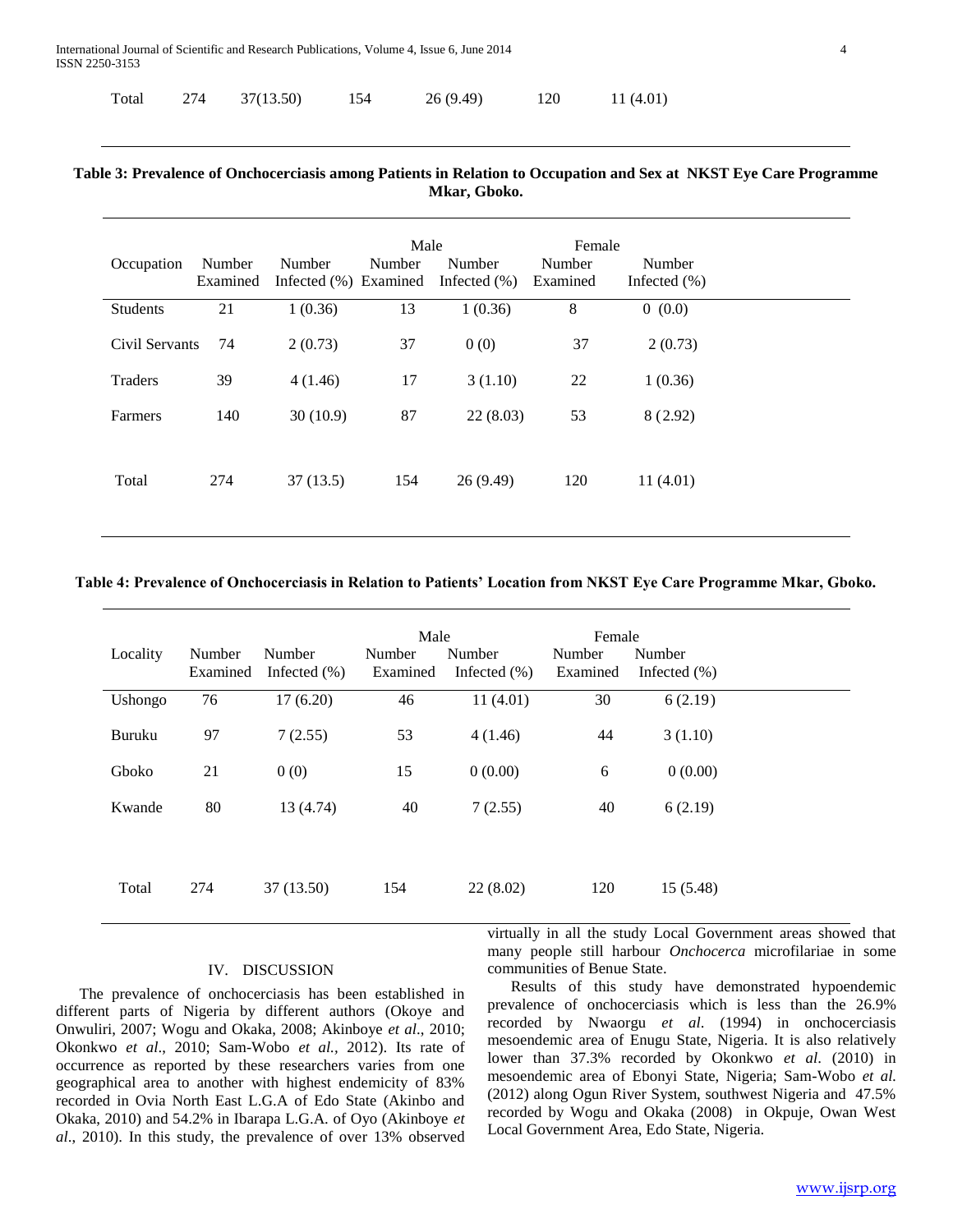| Total | 274 | 37(13.50) | 154 | 26 (9.49) | 120 | 11 (4.01) |
|---|---|---|---|---|---|---|

**Table 3: Prevalence of Onchocerciasis among Patients in Relation to Occupation and Sex at NKST Eye Care Programme Mkar, Gboko.**

| | | | Male | | Female | |
|---|---|---|---|---|---|---|
| Occupation | Number Examined | Number Infected (%) | Number Examined | Number Infected (%) | Number Examined | Number Infected (%) |
| Students | 21 | 1 (0.36) | 13 | 1 (0.36) | 8 | 0 (0.0) |
| Civil Servants | 74 | 2 (0.73) | 37 | 0 (0) | 37 | 2 (0.73) |
| Traders | 39 | 4 (1.46) | 17 | 3 (1.10) | 22 | 1 (0.36) |
| Farmers | 140 | 30 (10.9) | 87 | 22 (8.03) | 53 | 8 (2.92) |
| Total | 274 | 37 (13.5) | 154 | 26 (9.49) | 120 | 11 (4.01) |

**Table 4: Prevalence of Onchocerciasis in Relation to Patients' Location from NKST Eye Care Programme Mkar, Gboko.**

| | | | Male | | Female | |
|---|---|---|---|---|---|---|
| Locality | Number Examined | Number Infected (%) | Number Examined | Number Infected (%) | Number Examined | Number Infected (%) |
| Ushongo | 76 | 17 (6.20) | 46 | 11 (4.01) | 30 | 6 (2.19) |
| Buruku | 97 | 7 (2.55) | 53 | 4 (1.46) | 44 | 3 (1.10) |
| Gboko | 21 | 0 (0) | 15 | 0 (0.00) | 6 | 0 (0.00) |
| Kwande | 80 | 13 (4.74) | 40 | 7 (2.55) | 40 | 6 (2.19) |
| Total | 274 | 37 (13.50) | 154 | 22 (8.02) | 120 | 15 (5.48) |

## IV. DISCUSSION

The prevalence of onchocerciasis has been established in different parts of Nigeria by different authors (Okoye and Onwuliri, 2007; Wogu and Okaka, 2008; Akinboye *et al*., 2010; Okonkwo *et al*., 2010; Sam-Wobo *et al.,* 2012). Its rate of occurrence as reported by these researchers varies from one geographical area to another with highest endemicity of 83% recorded in Ovia North East L.G.A of Edo State (Akinbo and Okaka, 2010) and 54.2% in Ibarapa L.G.A. of Oyo (Akinboye *et al*., 2010). In this study, the prevalence of over 13% observed virtually in all the study Local Government areas showed that many people still harbour *Onchocerca* microfilariae in some communities of Benue State.

Results of this study have demonstrated hypoendemic prevalence of onchocerciasis which is less than the 26.9% recorded by Nwaorgu *et al*. (1994) in onchocerciasis mesoendemic area of Enugu State, Nigeria. It is also relatively lower than 37.3% recorded by Okonkwo *et al*. (2010) in mesoendemic area of Ebonyi State, Nigeria; Sam-Wobo *et al.* (2012) along Ogun River System, southwest Nigeria and 47.5% recorded by Wogu and Okaka (2008) in Okpuje, Owan West Local Government Area, Edo State, Nigeria.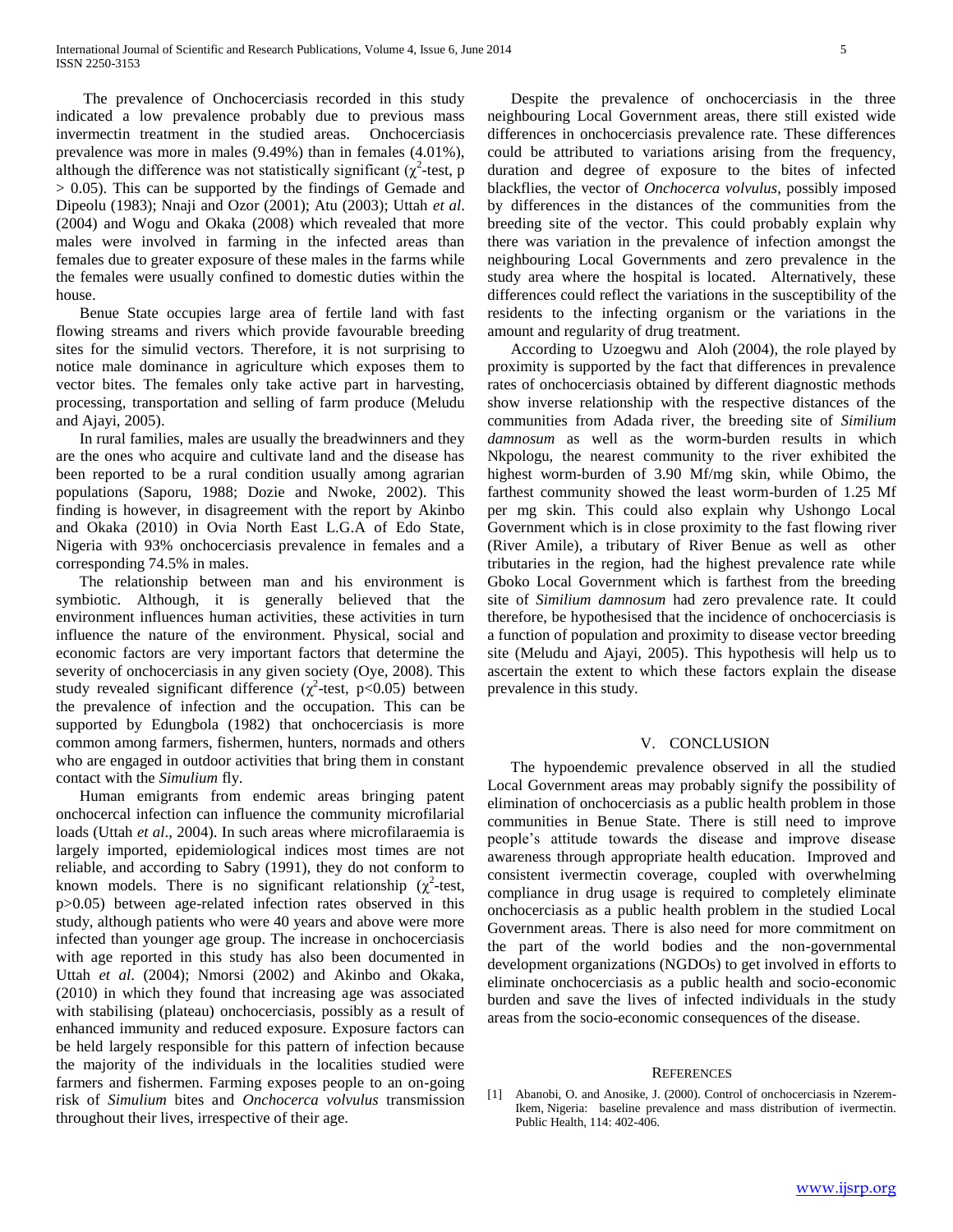The prevalence of Onchocerciasis recorded in this study indicated a low prevalence probably due to previous mass invermectin treatment in the studied areas. Onchocerciasis prevalence was more in males (9.49%) than in females (4.01%), although the difference was not statistically significant ($\chi^2$-test, p > 0.05). This can be supported by the findings of Gemade and Dipeolu (1983); Nnaji and Ozor (2001); Atu (2003); Uttah *et al*. (2004) and Wogu and Okaka (2008) which revealed that more males were involved in farming in the infected areas than females due to greater exposure of these males in the farms while the females were usually confined to domestic duties within the house.

Benue State occupies large area of fertile land with fast flowing streams and rivers which provide favourable breeding sites for the simulid vectors. Therefore, it is not surprising to notice male dominance in agriculture which exposes them to vector bites. The females only take active part in harvesting, processing, transportation and selling of farm produce (Meludu and Ajayi, 2005).

In rural families, males are usually the breadwinners and they are the ones who acquire and cultivate land and the disease has been reported to be a rural condition usually among agrarian populations (Saporu, 1988; Dozie and Nwoke, 2002). This finding is however, in disagreement with the report by Akinbo and Okaka (2010) in Ovia North East L.G.A of Edo State, Nigeria with 93% onchocerciasis prevalence in females and a corresponding 74.5% in males.

The relationship between man and his environment is symbiotic. Although, it is generally believed that the environment influences human activities, these activities in turn influence the nature of the environment. Physical, social and economic factors are very important factors that determine the severity of onchocerciasis in any given society (Oye, 2008). This study revealed significant difference ($\chi^2$-test, p<0.05) between the prevalence of infection and the occupation. This can be supported by Edungbola (1982) that onchocerciasis is more common among farmers, fishermen, hunters, normads and others who are engaged in outdoor activities that bring them in constant contact with the *Simulium* fly.

Human emigrants from endemic areas bringing patent onchocercal infection can influence the community microfilarial loads (Uttah *et al*., 2004). In such areas where microfilaraemia is largely imported, epidemiological indices most times are not reliable, and according to Sabry (1991), they do not conform to known models. There is no significant relationship ($\chi^2$-test, p>0.05) between age-related infection rates observed in this study, although patients who were 40 years and above were more infected than younger age group. The increase in onchocerciasis with age reported in this study has also been documented in Uttah *et al*. (2004); Nmorsi (2002) and Akinbo and Okaka, (2010) in which they found that increasing age was associated with stabilising (plateau) onchocerciasis, possibly as a result of enhanced immunity and reduced exposure. Exposure factors can be held largely responsible for this pattern of infection because the majority of the individuals in the localities studied were farmers and fishermen. Farming exposes people to an on-going risk of *Simulium* bites and *Onchocerca volvulus* transmission throughout their lives, irrespective of their age.

Despite the prevalence of onchocerciasis in the three neighbouring Local Government areas, there still existed wide differences in onchocerciasis prevalence rate. These differences could be attributed to variations arising from the frequency, duration and degree of exposure to the bites of infected blackflies, the vector of *Onchocerca volvulus*, possibly imposed by differences in the distances of the communities from the breeding site of the vector. This could probably explain why there was variation in the prevalence of infection amongst the neighbouring Local Governments and zero prevalence in the study area where the hospital is located. Alternatively, these differences could reflect the variations in the susceptibility of the residents to the infecting organism or the variations in the amount and regularity of drug treatment.

According to Uzoegwu and Aloh (2004), the role played by proximity is supported by the fact that differences in prevalence rates of onchocerciasis obtained by different diagnostic methods show inverse relationship with the respective distances of the communities from Adada river, the breeding site of *Similium damnosum* as well as the worm-burden results in which Nkpologu, the nearest community to the river exhibited the highest worm-burden of 3.90 Mf/mg skin, while Obimo, the farthest community showed the least worm-burden of 1.25 Mf per mg skin. This could also explain why Ushongo Local Government which is in close proximity to the fast flowing river (River Amile), a tributary of River Benue as well as other tributaries in the region, had the highest prevalence rate while Gboko Local Government which is farthest from the breeding site of *Similium damnosum* had zero prevalence rate. It could therefore, be hypothesised that the incidence of onchocerciasis is a function of population and proximity to disease vector breeding site (Meludu and Ajayi, 2005). This hypothesis will help us to ascertain the extent to which these factors explain the disease prevalence in this study.

## V. CONCLUSION

The hypoendemic prevalence observed in all the studied Local Government areas may probably signify the possibility of elimination of onchocerciasis as a public health problem in those communities in Benue State. There is still need to improve people's attitude towards the disease and improve disease awareness through appropriate health education. Improved and consistent ivermectin coverage, coupled with overwhelming compliance in drug usage is required to completely eliminate onchocerciasis as a public health problem in the studied Local Government areas. There is also need for more commitment on the part of the world bodies and the non-governmental development organizations (NGDOs) to get involved in efforts to eliminate onchocerciasis as a public health and socio-economic burden and save the lives of infected individuals in the study areas from the socio-economic consequences of the disease.

## REFERENCES

[1] Abanobi, O. and Anosike, J. (2000). Control of onchocerciasis in Nzerem-Ikem, Nigeria: baseline prevalence and mass distribution of ivermectin. Public Health, 114: 402-406.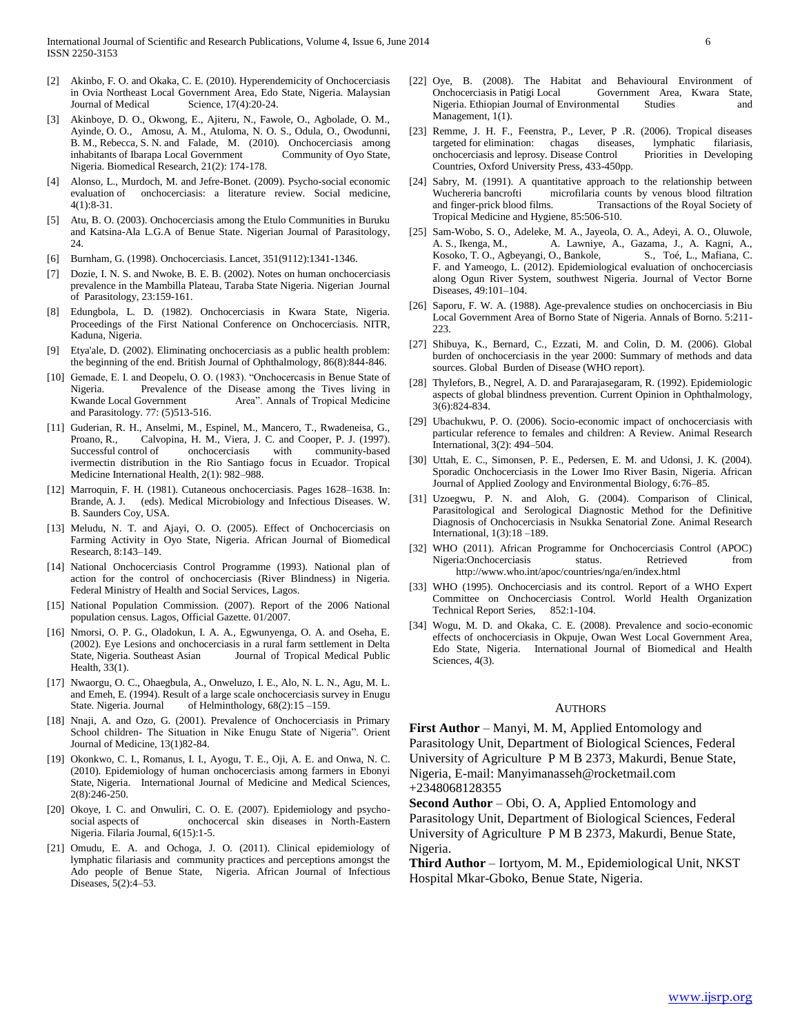[2] Akinbo, F. O. and Okaka, C. E. (2010). Hyperendemicity of Onchocerciasis in Ovia Northeast Local Government Area, Edo State, Nigeria. Malaysian Journal of Medical Science, 17(4):20-24.

[3] Akinboye, D. O., Okwong, E., Ajiteru, N., Fawole, O., Agbolade, O. M., Ayinde, O. O., Amosu, A. M., Atuloma, N. O. S., Odula, O., Owodunni, B. M., Rebecca, S. N. and Falade, M. (2010). Onchocerciasis among inhabitants of Ibarapa Local Government Community of Oyo State, Nigeria. Biomedical Research, 21(2): 174-178.

[4] Alonso, L., Murdoch, M. and Jefre-Bonet. (2009). Psycho-social economic evaluation of onchocerciasis: a literature review. Social medicine, 4(1):8-31.

[5] Atu, B. O. (2003). Onchocerciasis among the Etulo Communities in Buruku and Katsina-Ala L.G.A of Benue State. Nigerian Journal of Parasitology, 24.

[6] Burnham, G. (1998). Onchocerciasis. Lancet, 351(9112):1341-1346.

[7] Dozie, I. N. S. and Nwoke, B. E. B. (2002). Notes on human onchocerciasis prevalence in the Mambilla Plateau, Taraba State Nigeria. Nigerian Journal of Parasitology, 23:159-161.

[8] Edungbola, L. D. (1982). Onchocerciasis in Kwara State, Nigeria. Proceedings of the First National Conference on Onchocerciasis. NITR, Kaduna, Nigeria.

[9] Etya'ale, D. (2002). Eliminating onchocerciasis as a public health problem: the beginning of the end. British Journal of Ophthalmology, 86(8):844-846.

[10] Gemade, E. I. and Deopelu, O. O. (1983). "Onchocercasis in Benue State of Nigeria. Prevalence of the Disease among the Tives living in Kwande Local Government Area". Annals of Tropical Medicine and Parasitology. 77: (5)513-516.

[11] Guderian, R. H., Anselmi, M., Espinel, M., Mancero, T., Rwadeneisa, G., Proano, R., Calvopina, H. M., Viera, J. C. and Cooper, P. J. (1997). Successful control of onchocerciasis with community-based ivermectin distribution in the Rio Santiago focus in Ecuador. Tropical Medicine International Health, 2(1): 982–988.

[12] Marroquin, F. H. (1981). Cutaneous onchocerciasis. Pages 1628–1638. In: Brande, A. J. (eds). Medical Microbiology and Infectious Diseases. W. B. Saunders Coy, USA.

[13] Meludu, N. T. and Ajayi, O. O. (2005). Effect of Onchocerciasis on Farming Activity in Oyo State, Nigeria. African Journal of Biomedical Research, 8:143–149.

[14] National Onchocerciasis Control Programme (1993). National plan of action for the control of onchocerciasis (River Blindness) in Nigeria. Federal Ministry of Health and Social Services, Lagos.

[15] National Population Commission. (2007). Report of the 2006 National population census. Lagos, Official Gazette. 01/2007.

[16] Nmorsi, O. P. G., Oladokun, I. A. A., Egwunyenga, O. A. and Oseha, E. (2002). Eye Lesions and onchocerciasis in a rural farm settlement in Delta State, Nigeria. Southeast Asian Journal of Tropical Medical Public Health, 33(1).

[17] Nwaorgu, O. C., Ohaegbula, A., Onweluzo, I. E., Alo, N. L. N., Agu, M. L. and Emeh, E. (1994). Result of a large scale onchocerciasis survey in Enugu State. Nigeria. Journal of Helminthology, 68(2):15 –159.

[18] Nnaji, A. and Ozo, G. (2001). Prevalence of Onchocerciasis in Primary School children- The Situation in Nike Enugu State of Nigeria". Orient Journal of Medicine, 13(1)82-84.

[19] Okonkwo, C. I., Romanus, I. I., Ayogu, T. E., Oji, A. E. and Onwa, N. C. (2010). Epidemiology of human onchocerciasis among farmers in Ebonyi State, Nigeria. International Journal of Medicine and Medical Sciences, 2(8):246-250.

[20] Okoye, I. C. and Onwuliri, C. O. E. (2007). Epidemiology and psycho-social aspects of onchocercal skin diseases in North-Eastern Nigeria. Filaria Journal, 6(15):1-5.

[21] Omudu, E. A. and Ochoga, J. O. (2011). Clinical epidemiology of lymphatic filariasis and community practices and perceptions amongst the Ado people of Benue State, Nigeria. African Journal of Infectious Diseases, 5(2):4–53.

[22] Oye, B. (2008). The Habitat and Behavioural Environment of Onchocerciasis in Patigi Local Government Area, Kwara State, Nigeria. Ethiopian Journal of Environmental Studies and Management, 1(1).

[23] Remme, J. H. F., Feenstra, P., Lever, P .R. (2006). Tropical diseases targeted for elimination: chagas diseases, lymphatic filariasis, onchocerciasis and leprosy. Disease Control Priorities in Developing Countries, Oxford University Press, 433-450pp.

[24] Sabry, M. (1991). A quantitative approach to the relationship between Wuchereria bancrofti microfilaria counts by venous blood filtration and finger-prick blood films. Transactions of the Royal Society of Tropical Medicine and Hygiene, 85:506-510.

[25] Sam-Wobo, S. O., Adeleke, M. A., Jayeola, O. A., Adeyi, A. O., Oluwole, A. S., Ikenga, M., A. Lawniye, A., Gazama, J., A. Kagni, A., Kosoko, T. O., Agbeyangi, O., Bankole, S., Toé, L., Mafiana, C. F. and Yameogo, L. (2012). Epidemiological evaluation of onchocerciasis along Ogun River System, southwest Nigeria. Journal of Vector Borne Diseases, 49:101–104.

[26] Saporu, F. W. A. (1988). Age-prevalence studies on onchocerciasis in Biu Local Government Area of Borno State of Nigeria. Annals of Borno. 5:211-223.

[27] Shibuya, K., Bernard, C., Ezzati, M. and Colin, D. M. (2006). Global burden of onchocerciasis in the year 2000: Summary of methods and data sources. Global Burden of Disease (WHO report).

[28] Thylefors, B., Negrel, A. D. and Pararajasegaram, R. (1992). Epidemiologic aspects of global blindness prevention. Current Opinion in Ophthalmology, 3(6):824-834.

[29] Ubachukwu, P. O. (2006). Socio-economic impact of onchocerciasis with particular reference to females and children: A Review. Animal Research International, 3(2): 494–504.

[30] Uttah, E. C., Simonsen, P. E., Pedersen, E. M. and Udonsi, J. K. (2004). Sporadic Onchocerciasis in the Lower Imo River Basin, Nigeria. African Journal of Applied Zoology and Environmental Biology, 6:76–85.

[31] Uzoegwu, P. N. and Aloh, G. (2004). Comparison of Clinical, Parasitological and Serological Diagnostic Method for the Definitive Diagnosis of Onchocerciasis in Nsukka Senatorial Zone. Animal Research International, 1(3):18 –189.

[32] WHO (2011). African Programme for Onchocerciasis Control (APOC) Nigeria:Onchocerciasis status. Retrieved from http://www.who.int/apoc/countries/nga/en/index.html

[33] WHO (1995). Onchocerciasis and its control. Report of a WHO Expert Committee on Onchocerciasis Control. World Health Organization Technical Report Series, 852:1-104.

[34] Wogu, M. D. and Okaka, C. E. (2008). Prevalence and socio-economic effects of onchocerciasis in Okpuje, Owan West Local Government Area, Edo State, Nigeria. International Journal of Biomedical and Health Sciences, 4(3).

## AUTHORS

**First Author** – Manyi, M. M, Applied Entomology and Parasitology Unit, Department of Biological Sciences, Federal University of Agriculture P M B 2373, Makurdi, Benue State, Nigeria, E-mail: Manyimanasseh@rocketmail.com +2348068128355

**Second Author** – Obi, O. A, Applied Entomology and Parasitology Unit, Department of Biological Sciences, Federal University of Agriculture P M B 2373, Makurdi, Benue State, Nigeria.

**Third Author** – Iortyom, M. M., Epidemiological Unit, NKST Hospital Mkar-Gboko, Benue State, Nigeria.